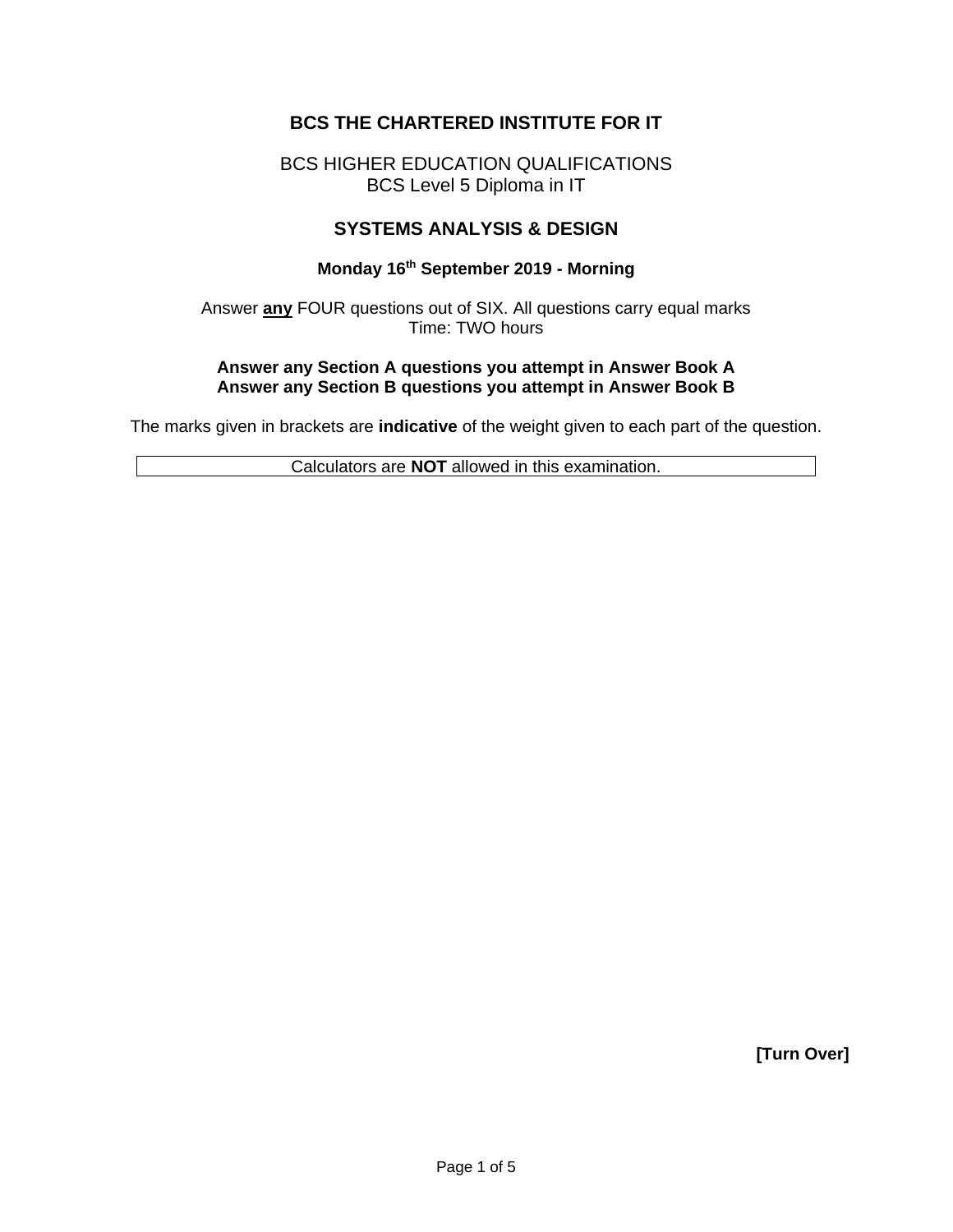# BCS THE CHARTERED INSTITUTE FOR IT

BCS HIGHER EDUCATION QUALIFICATIONS
BCS Level 5 Diploma in IT

## SYSTEMS ANALYSIS & DESIGN

**Monday 16th September 2019 - Morning**

Answer **any** FOUR questions out of SIX. All questions carry equal marks
Time: TWO hours

**Answer any Section A questions you attempt in Answer Book A**
**Answer any Section B questions you attempt in Answer Book B**

The marks given in brackets are **indicative** of the weight given to each part of the question.

Calculators are **NOT** allowed in this examination.

**[Turn Over]**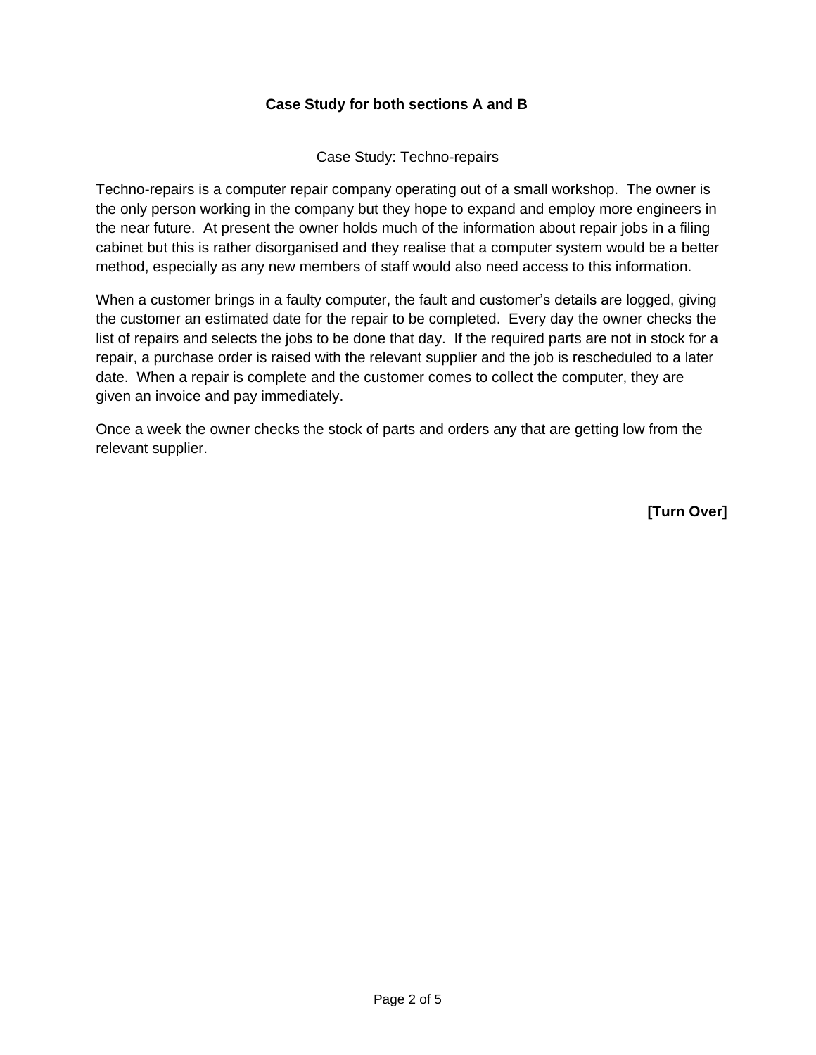**Case Study for both sections A and B**

Case Study: Techno-repairs

Techno-repairs is a computer repair company operating out of a small workshop. The owner is the only person working in the company but they hope to expand and employ more engineers in the near future. At present the owner holds much of the information about repair jobs in a filing cabinet but this is rather disorganised and they realise that a computer system would be a better method, especially as any new members of staff would also need access to this information.

When a customer brings in a faulty computer, the fault and customer's details are logged, giving the customer an estimated date for the repair to be completed. Every day the owner checks the list of repairs and selects the jobs to be done that day. If the required parts are not in stock for a repair, a purchase order is raised with the relevant supplier and the job is rescheduled to a later date. When a repair is complete and the customer comes to collect the computer, they are given an invoice and pay immediately.

Once a week the owner checks the stock of parts and orders any that are getting low from the relevant supplier.

**[Turn Over]**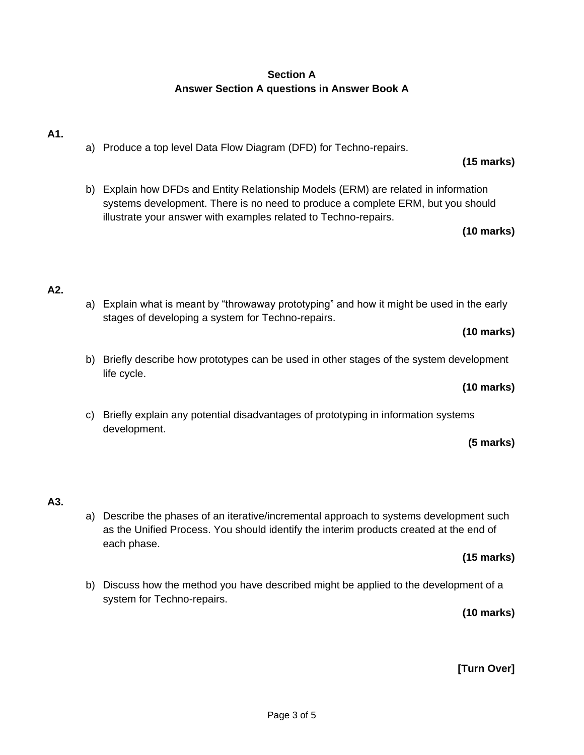## Section A

## Answer Section A questions in Answer Book A

**A1.**

a) Produce a top level Data Flow Diagram (DFD) for Techno-repairs.

**(15 marks)**

b) Explain how DFDs and Entity Relationship Models (ERM) are related in information systems development. There is no need to produce a complete ERM, but you should illustrate your answer with examples related to Techno-repairs.

**(10 marks)**

**A2.**

a) Explain what is meant by “throwaway prototyping” and how it might be used in the early stages of developing a system for Techno-repairs.

**(10 marks)**

b) Briefly describe how prototypes can be used in other stages of the system development life cycle.

**(10 marks)**

c) Briefly explain any potential disadvantages of prototyping in information systems development.

**(5 marks)**

**A3.**

a) Describe the phases of an iterative/incremental approach to systems development such as the Unified Process. You should identify the interim products created at the end of each phase.

**(15 marks)**

b) Discuss how the method you have described might be applied to the development of a system for Techno-repairs.

**(10 marks)**

**[Turn Over]**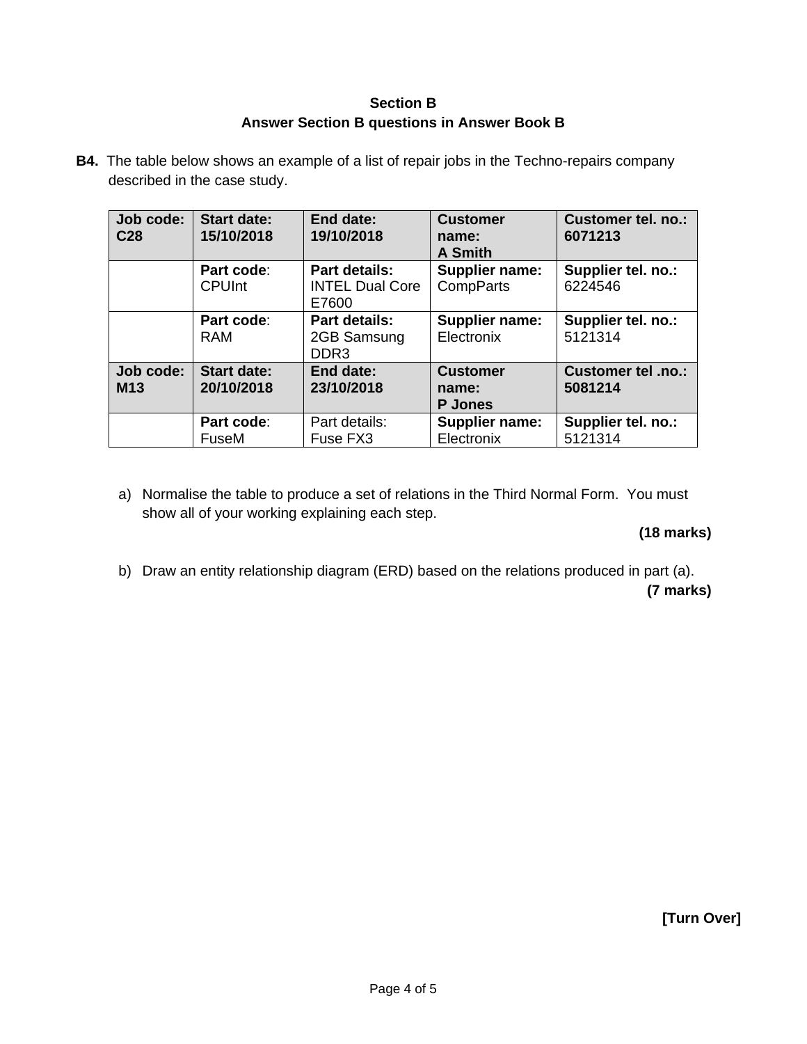**Section B**
**Answer Section B questions in Answer Book B**

**B4.** The table below shows an example of a list of repair jobs in the Techno-repairs company described in the case study.

| **Job code: C28** | **Start date: 15/10/2018** | **End date: 19/10/2018** | **Customer name: A Smith** | **Customer tel. no.: 6071213** |
|---|---|---|---|---|
| | **Part code**: CPUInt | **Part details:** INTEL Dual Core E7600 | **Supplier name:** CompParts | **Supplier tel. no.:** 6224546 |
| | **Part code**: RAM | **Part details:** 2GB Samsung DDR3 | **Supplier name:** Electronix | **Supplier tel. no.:** 5121314 |
| **Job code: M13** | **Start date: 20/10/2018** | **End date: 23/10/2018** | **Customer name: P Jones** | **Customer tel .no.: 5081214** |
| | **Part code**: FuseM | Part details: Fuse FX3 | **Supplier name:** Electronix | **Supplier tel. no.:** 5121314 |

a) Normalise the table to produce a set of relations in the Third Normal Form. You must show all of your working explaining each step.

**(18 marks)**

b) Draw an entity relationship diagram (ERD) based on the relations produced in part (a).

**(7 marks)**

**[Turn Over]**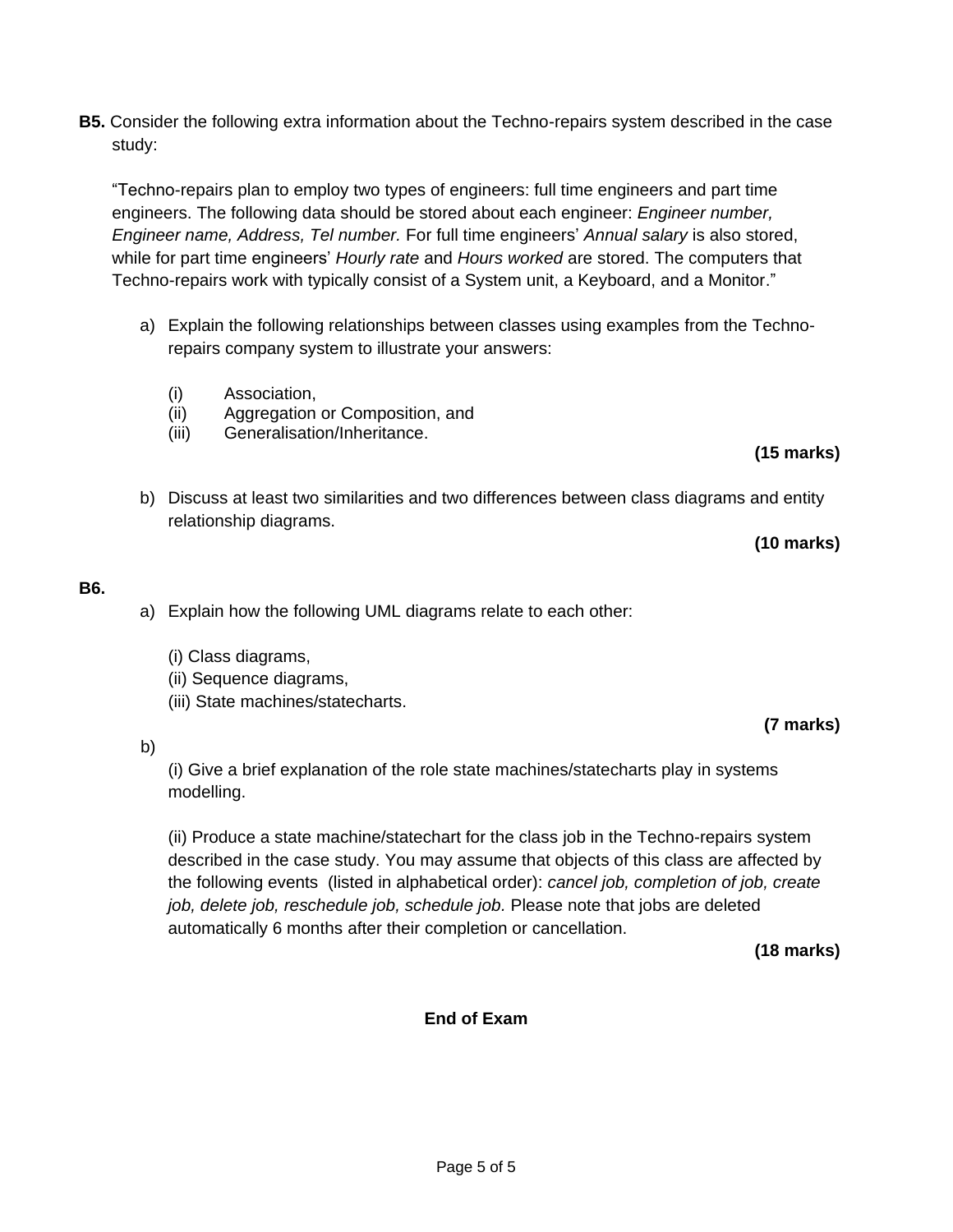**B5.** Consider the following extra information about the Techno-repairs system described in the case study:

"Techno-repairs plan to employ two types of engineers: full time engineers and part time engineers. The following data should be stored about each engineer: *Engineer number, Engineer name, Address, Tel number.* For full time engineers' *Annual salary* is also stored, while for part time engineers' *Hourly rate* and *Hours worked* are stored. The computers that Techno-repairs work with typically consist of a System unit, a Keyboard, and a Monitor."

a) Explain the following relationships between classes using examples from the Techno-repairs company system to illustrate your answers:

  (i) Association,
  (ii) Aggregation or Composition, and
  (iii) Generalisation/Inheritance.

**(15 marks)**

b) Discuss at least two similarities and two differences between class diagrams and entity relationship diagrams.

**(10 marks)**

**B6.**

a) Explain how the following UML diagrams relate to each other:

  (i) Class diagrams,
  (ii) Sequence diagrams,
  (iii) State machines/statecharts.

**(7 marks)**

b)

  (i) Give a brief explanation of the role state machines/statecharts play in systems modelling.

  (ii) Produce a state machine/statechart for the class job in the Techno-repairs system described in the case study. You may assume that objects of this class are affected by the following events (listed in alphabetical order): *cancel job, completion of job, create job, delete job, reschedule job, schedule job.* Please note that jobs are deleted automatically 6 months after their completion or cancellation.

**(18 marks)**

**End of Exam**